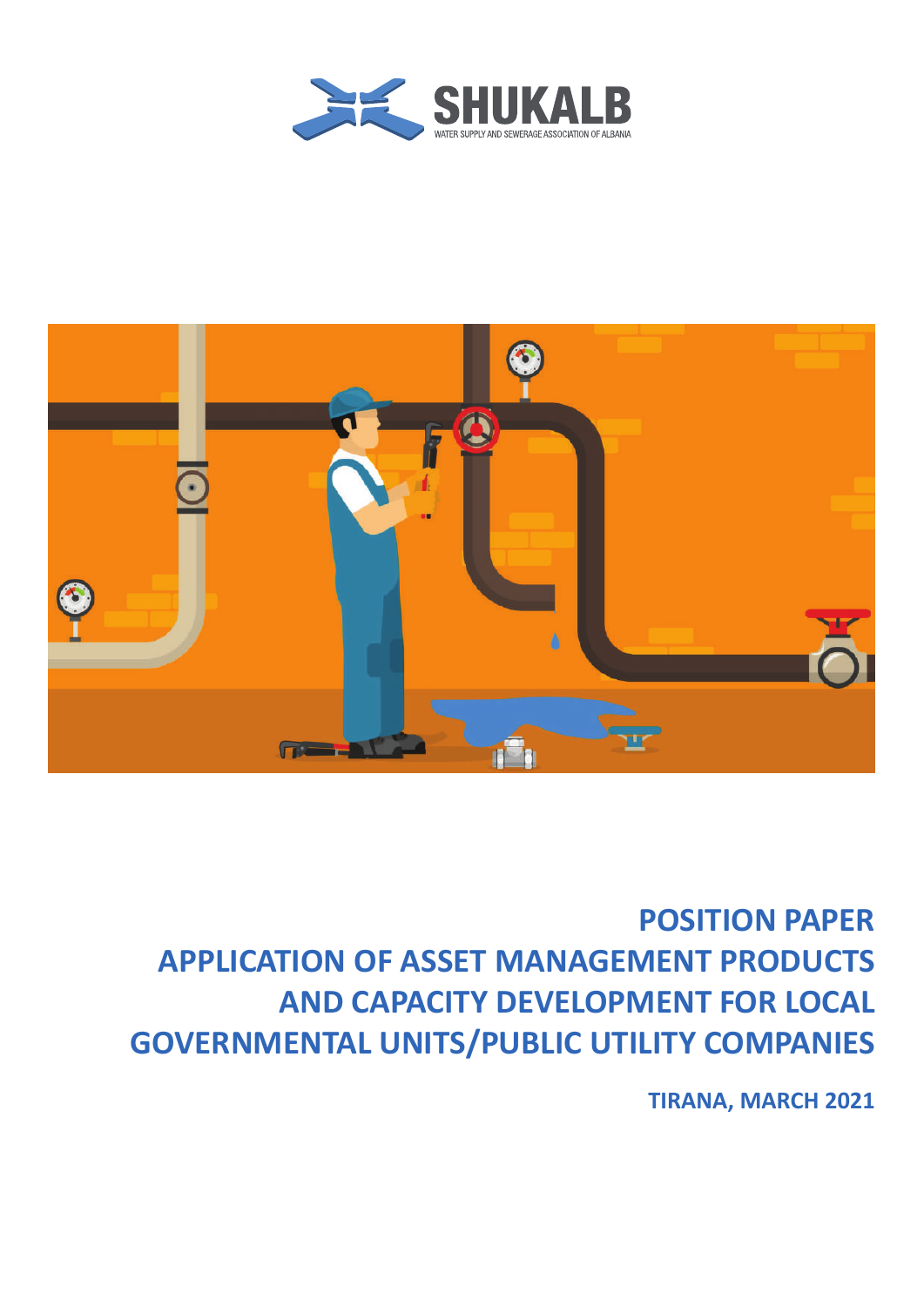SHUKALB

WATER SUPPLY AND SEWERAGE ASSOCIATION OF ALBANIA

# POSITION PAPER
# APPLICATION OF ASSET MANAGEMENT PRODUCTS AND CAPACITY DEVELOPMENT FOR LOCAL GOVERNMENTAL UNITS/PUBLIC UTILITY COMPANIES

**TIRANA, MARCH 2021**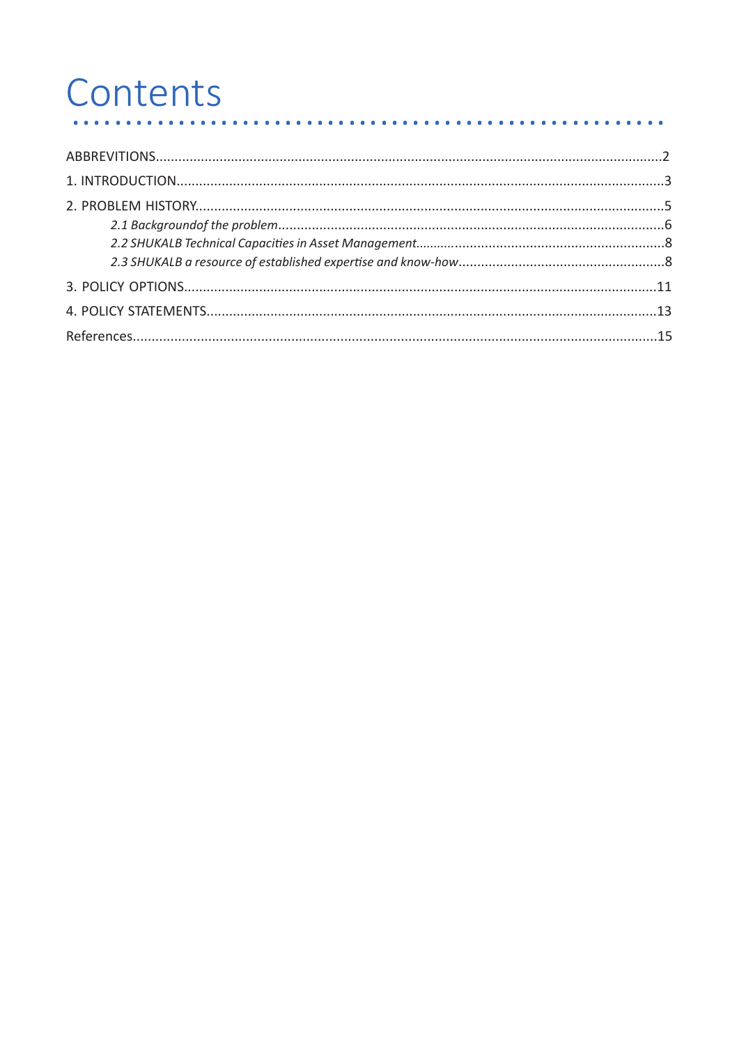# Contents

ABBREVITIONS......................................................................................................................2

1. INTRODUCTION.................................................................................................................3

2. PROBLEM HISTORY...........................................................................................................5

*2.1 Backgroundof the problem.....................................................................................6*

*2.2 SHUKALB Technical Capacities in Asset Management...............................................8*

*2.3 SHUKALB a resource of established expertise and know-how....................................8*

3. POLICY OPTIONS...............................................................................................................11

4. POLICY STATEMENTS........................................................................................................13

References..............................................................................................................................15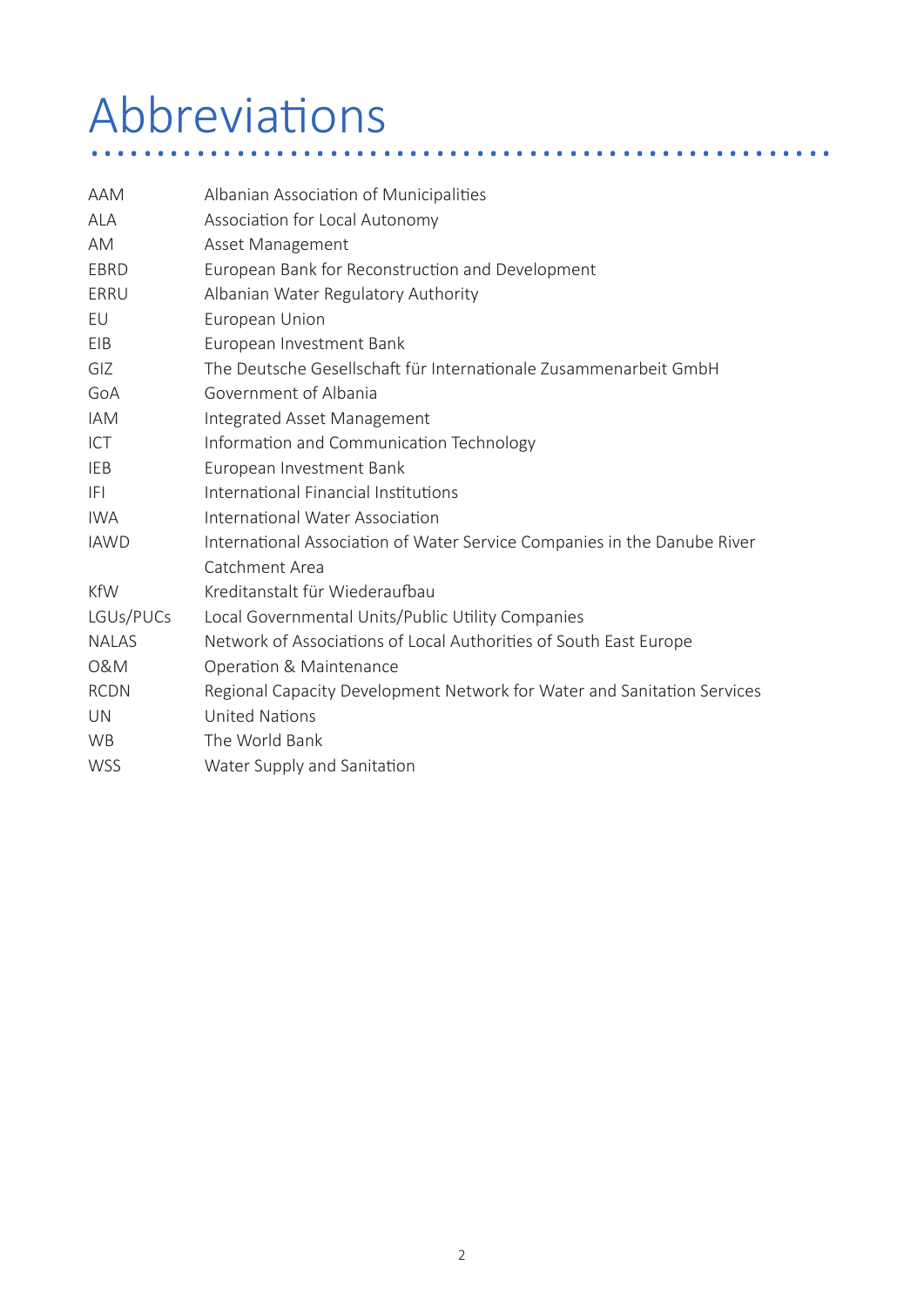# Abbreviations

| | |
|---|---|
| AAM | Albanian Association of Municipalities |
| ALA | Association for Local Autonomy |
| AM | Asset Management |
| EBRD | European Bank for Reconstruction and Development |
| ERRU | Albanian Water Regulatory Authority |
| EU | European Union |
| EIB | European Investment Bank |
| GIZ | The Deutsche Gesellschaft für Internationale Zusammenarbeit GmbH |
| GoA | Government of Albania |
| IAM | Integrated Asset Management |
| ICT | Information and Communication Technology |
| IEB | European Investment Bank |
| IFI | International Financial Institutions |
| IWA | International Water Association |
| IAWD | International Association of Water Service Companies in the Danube River Catchment Area |
| KfW | Kreditanstalt für Wiederaufbau |
| LGUs/PUCs | Local Governmental Units/Public Utility Companies |
| NALAS | Network of Associations of Local Authorities of South East Europe |
| O&M | Operation & Maintenance |
| RCDN | Regional Capacity Development Network for Water and Sanitation Services |
| UN | United Nations |
| WB | The World Bank |
| WSS | Water Supply and Sanitation |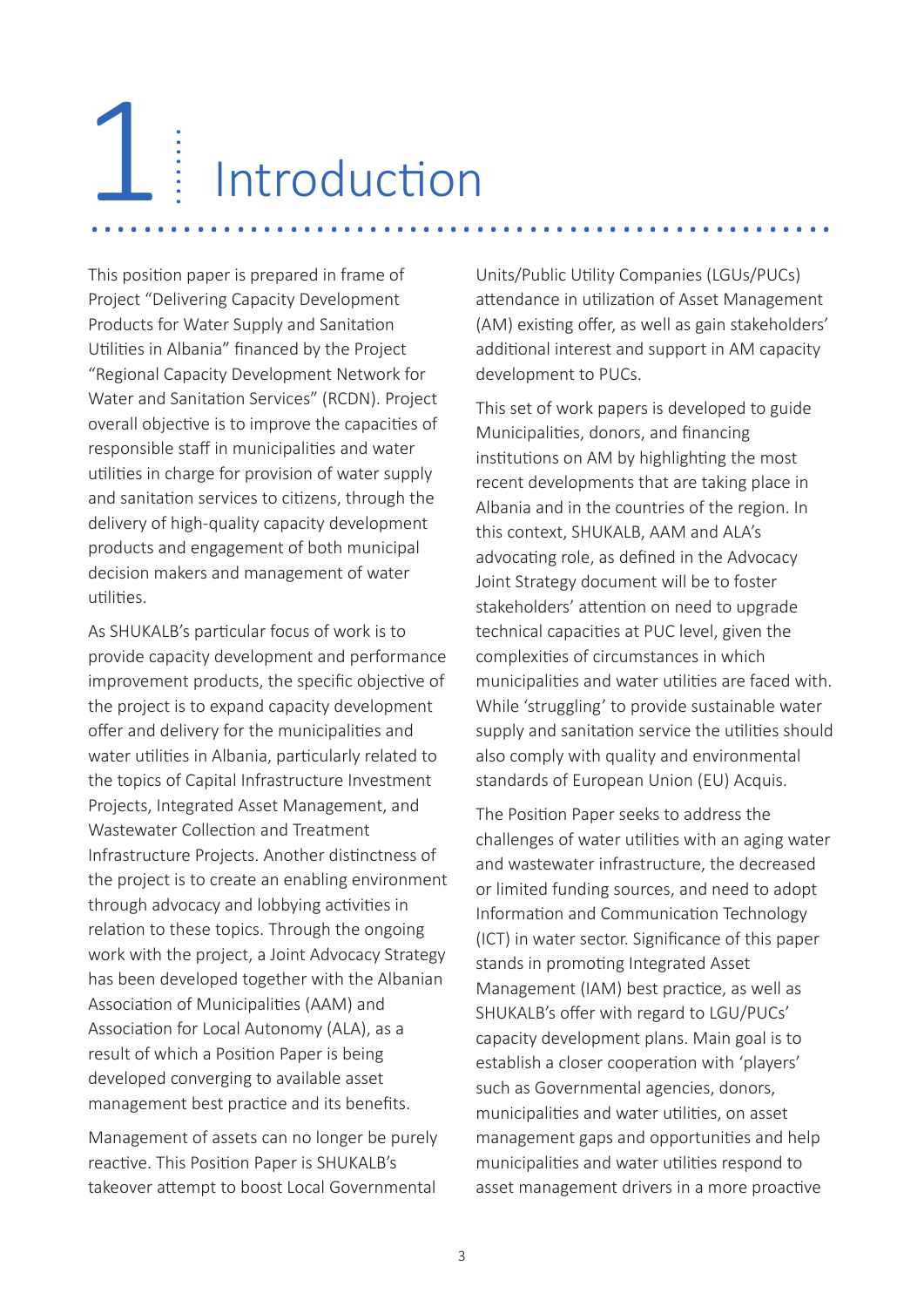# 1 Introduction

This position paper is prepared in frame of Project "Delivering Capacity Development Products for Water Supply and Sanitation Utilities in Albania" financed by the Project "Regional Capacity Development Network for Water and Sanitation Services" (RCDN). Project overall objective is to improve the capacities of responsible staff in municipalities and water utilities in charge for provision of water supply and sanitation services to citizens, through the delivery of high-quality capacity development products and engagement of both municipal decision makers and management of water utilities.

As SHUKALB's particular focus of work is to provide capacity development and performance improvement products, the specific objective of the project is to expand capacity development offer and delivery for the municipalities and water utilities in Albania, particularly related to the topics of Capital Infrastructure Investment Projects, Integrated Asset Management, and Wastewater Collection and Treatment Infrastructure Projects. Another distinctness of the project is to create an enabling environment through advocacy and lobbying activities in relation to these topics. Through the ongoing work with the project, a Joint Advocacy Strategy has been developed together with the Albanian Association of Municipalities (AAM) and Association for Local Autonomy (ALA), as a result of which a Position Paper is being developed converging to available asset management best practice and its benefits.

Management of assets can no longer be purely reactive. This Position Paper is SHUKALB's takeover attempt to boost Local Governmental Units/Public Utility Companies (LGUs/PUCs) attendance in utilization of Asset Management (AM) existing offer, as well as gain stakeholders' additional interest and support in AM capacity development to PUCs.

This set of work papers is developed to guide Municipalities, donors, and financing institutions on AM by highlighting the most recent developments that are taking place in Albania and in the countries of the region. In this context, SHUKALB, AAM and ALA's advocating role, as defined in the Advocacy Joint Strategy document will be to foster stakeholders' attention on need to upgrade technical capacities at PUC level, given the complexities of circumstances in which municipalities and water utilities are faced with. While 'struggling' to provide sustainable water supply and sanitation service the utilities should also comply with quality and environmental standards of European Union (EU) Acquis.

The Position Paper seeks to address the challenges of water utilities with an aging water and wastewater infrastructure, the decreased or limited funding sources, and need to adopt Information and Communication Technology (ICT) in water sector. Significance of this paper stands in promoting Integrated Asset Management (IAM) best practice, as well as SHUKALB's offer with regard to LGU/PUCs' capacity development plans. Main goal is to establish a closer cooperation with 'players' such as Governmental agencies, donors, municipalities and water utilities, on asset management gaps and opportunities and help municipalities and water utilities respond to asset management drivers in a more proactive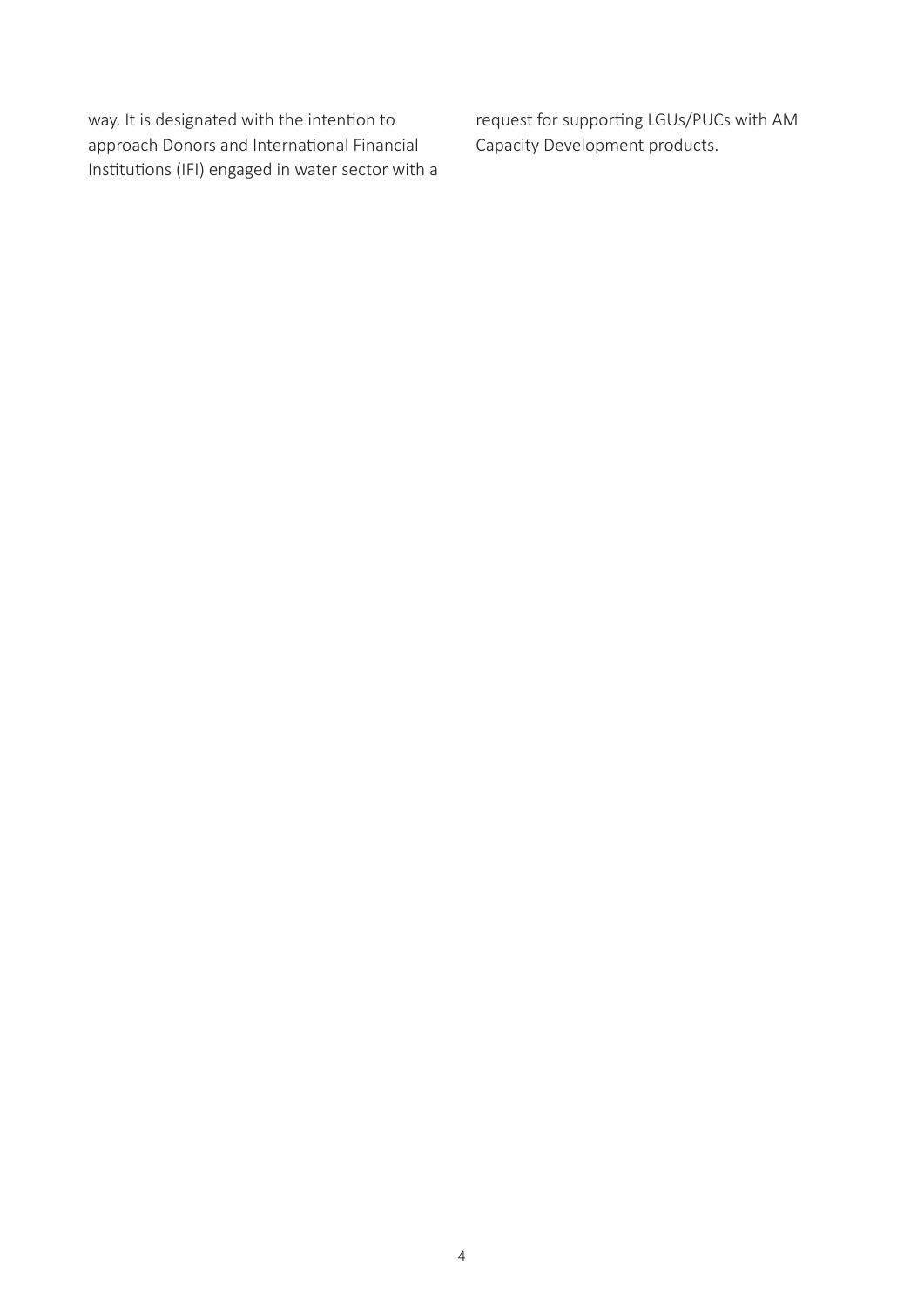way. It is designated with the intention to approach Donors and International Financial Institutions (IFI) engaged in water sector with a request for supporting LGUs/PUCs with AM Capacity Development products.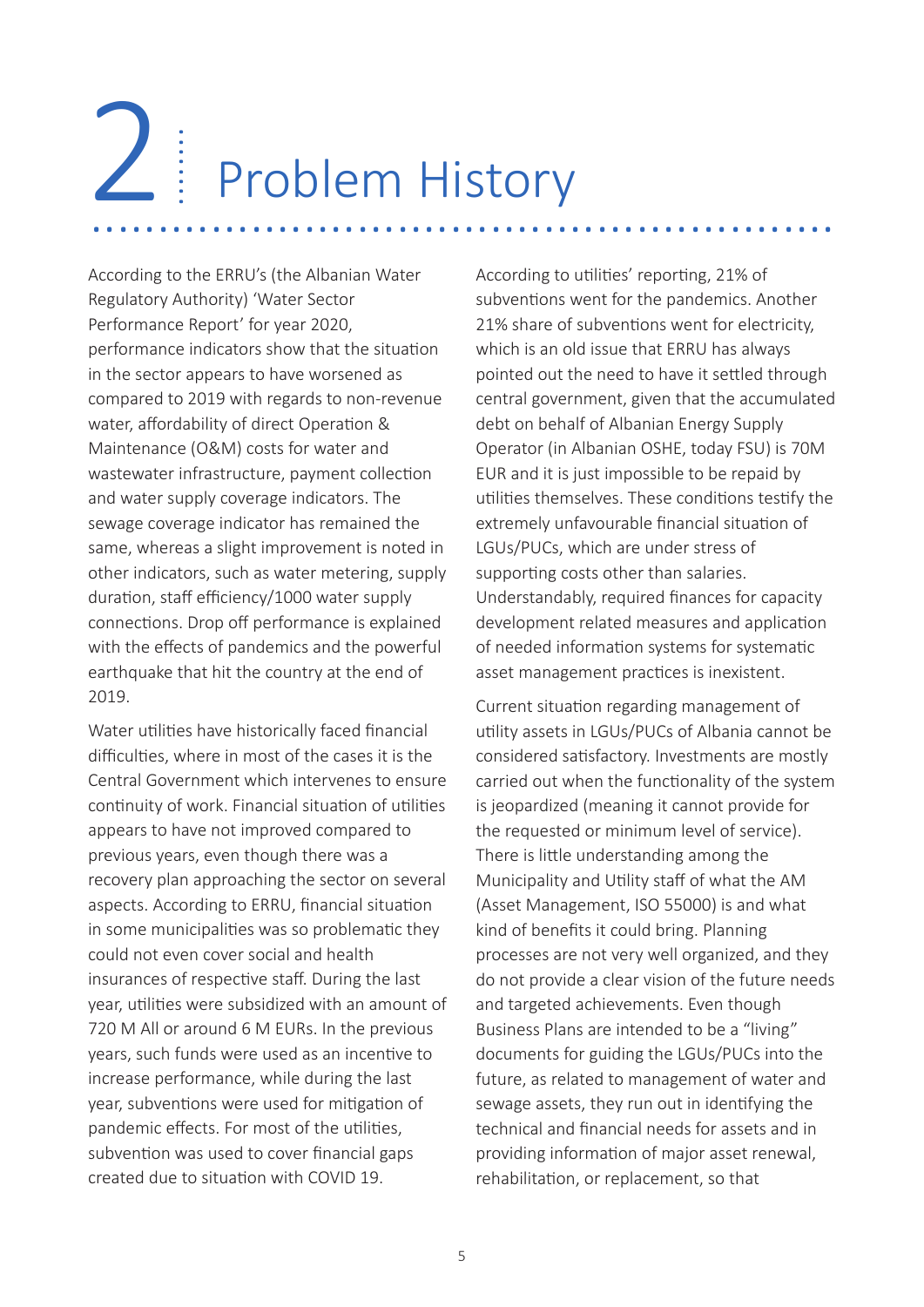# 2 Problem History

According to the ERRU's (the Albanian Water Regulatory Authority) 'Water Sector Performance Report' for year 2020, performance indicators show that the situation in the sector appears to have worsened as compared to 2019 with regards to non-revenue water, affordability of direct Operation & Maintenance (O&M) costs for water and wastewater infrastructure, payment collection and water supply coverage indicators. The sewage coverage indicator has remained the same, whereas a slight improvement is noted in other indicators, such as water metering, supply duration, staff efficiency/1000 water supply connections. Drop off performance is explained with the effects of pandemics and the powerful earthquake that hit the country at the end of 2019.

Water utilities have historically faced financial difficulties, where in most of the cases it is the Central Government which intervenes to ensure continuity of work. Financial situation of utilities appears to have not improved compared to previous years, even though there was a recovery plan approaching the sector on several aspects. According to ERRU, financial situation in some municipalities was so problematic they could not even cover social and health insurances of respective staff. During the last year, utilities were subsidized with an amount of 720 M All or around 6 M EURs. In the previous years, such funds were used as an incentive to increase performance, while during the last year, subventions were used for mitigation of pandemic effects. For most of the utilities, subvention was used to cover financial gaps created due to situation with COVID 19.

According to utilities' reporting, 21% of subventions went for the pandemics. Another 21% share of subventions went for electricity, which is an old issue that ERRU has always pointed out the need to have it settled through central government, given that the accumulated debt on behalf of Albanian Energy Supply Operator (in Albanian OSHE, today FSU) is 70M EUR and it is just impossible to be repaid by utilities themselves. These conditions testify the extremely unfavourable financial situation of LGUs/PUCs, which are under stress of supporting costs other than salaries. Understandably, required finances for capacity development related measures and application of needed information systems for systematic asset management practices is inexistent.

Current situation regarding management of utility assets in LGUs/PUCs of Albania cannot be considered satisfactory. Investments are mostly carried out when the functionality of the system is jeopardized (meaning it cannot provide for the requested or minimum level of service). There is little understanding among the Municipality and Utility staff of what the AM (Asset Management, ISO 55000) is and what kind of benefits it could bring. Planning processes are not very well organized, and they do not provide a clear vision of the future needs and targeted achievements. Even though Business Plans are intended to be a "living" documents for guiding the LGUs/PUCs into the future, as related to management of water and sewage assets, they run out in identifying the technical and financial needs for assets and in providing information of major asset renewal, rehabilitation, or replacement, so that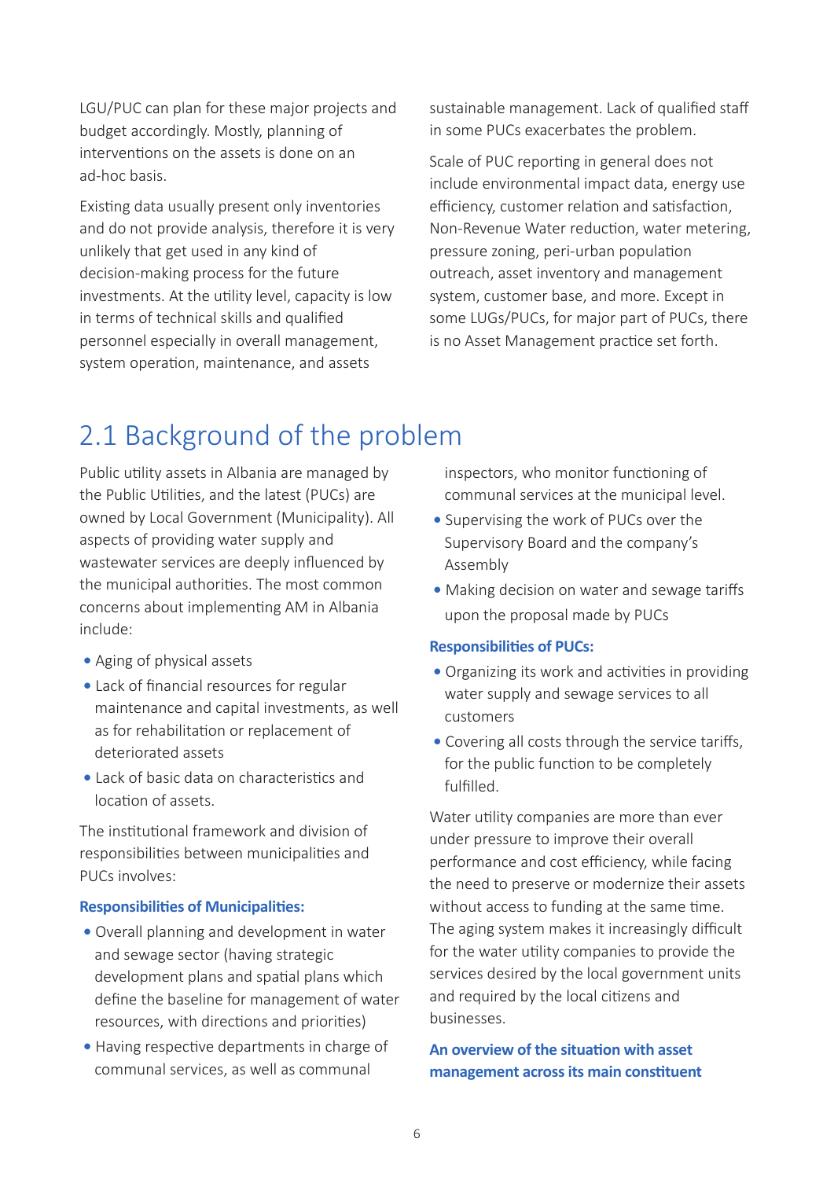LGU/PUC can plan for these major projects and budget accordingly. Mostly, planning of interventions on the assets is done on an ad-hoc basis.

Existing data usually present only inventories and do not provide analysis, therefore it is very unlikely that get used in any kind of decision-making process for the future investments. At the utility level, capacity is low in terms of technical skills and qualified personnel especially in overall management, system operation, maintenance, and assets sustainable management. Lack of qualified staff in some PUCs exacerbates the problem.

Scale of PUC reporting in general does not include environmental impact data, energy use efficiency, customer relation and satisfaction, Non-Revenue Water reduction, water metering, pressure zoning, peri-urban population outreach, asset inventory and management system, customer base, and more. Except in some LUGs/PUCs, for major part of PUCs, there is no Asset Management practice set forth.

## 2.1 Background of the problem

Public utility assets in Albania are managed by the Public Utilities, and the latest (PUCs) are owned by Local Government (Municipality). All aspects of providing water supply and wastewater services are deeply influenced by the municipal authorities. The most common concerns about implementing AM in Albania include:

- Aging of physical assets
- Lack of financial resources for regular maintenance and capital investments, as well as for rehabilitation or replacement of deteriorated assets
- Lack of basic data on characteristics and location of assets.

The institutional framework and division of responsibilities between municipalities and PUCs involves:

**Responsibilities of Municipalities:**

- Overall planning and development in water and sewage sector (having strategic development plans and spatial plans which define the baseline for management of water resources, with directions and priorities)
- Having respective departments in charge of communal services, as well as communal inspectors, who monitor functioning of communal services at the municipal level.
- Supervising the work of PUCs over the Supervisory Board and the company's Assembly
- Making decision on water and sewage tariffs upon the proposal made by PUCs

**Responsibilities of PUCs:**

- Organizing its work and activities in providing water supply and sewage services to all customers
- Covering all costs through the service tariffs, for the public function to be completely fulfilled.

Water utility companies are more than ever under pressure to improve their overall performance and cost efficiency, while facing the need to preserve or modernize their assets without access to funding at the same time. The aging system makes it increasingly difficult for the water utility companies to provide the services desired by the local government units and required by the local citizens and businesses.

**An overview of the situation with asset management across its main constituent**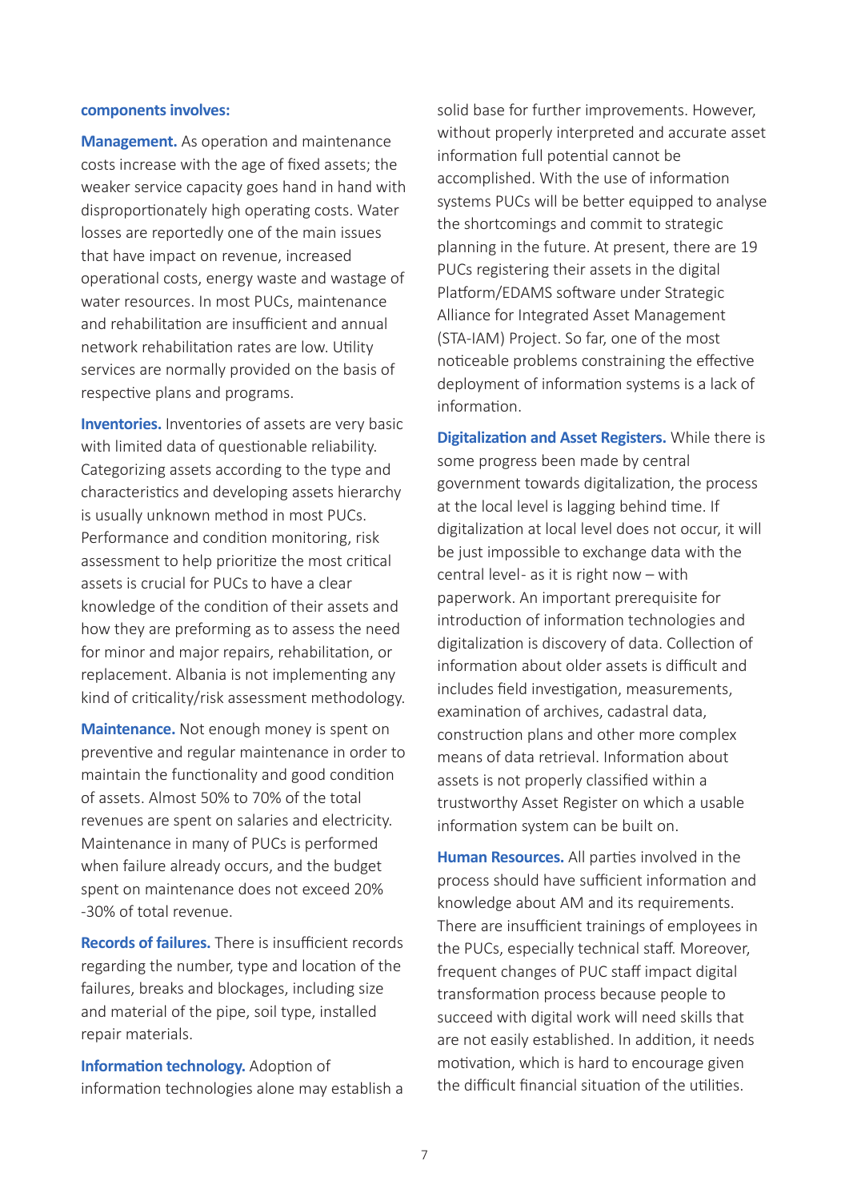**components involves:**

**Management.** As operation and maintenance costs increase with the age of fixed assets; the weaker service capacity goes hand in hand with disproportionately high operating costs. Water losses are reportedly one of the main issues that have impact on revenue, increased operational costs, energy waste and wastage of water resources. In most PUCs, maintenance and rehabilitation are insufficient and annual network rehabilitation rates are low. Utility services are normally provided on the basis of respective plans and programs.

**Inventories.** Inventories of assets are very basic with limited data of questionable reliability. Categorizing assets according to the type and characteristics and developing assets hierarchy is usually unknown method in most PUCs. Performance and condition monitoring, risk assessment to help prioritize the most critical assets is crucial for PUCs to have a clear knowledge of the condition of their assets and how they are preforming as to assess the need for minor and major repairs, rehabilitation, or replacement. Albania is not implementing any kind of criticality/risk assessment methodology.

**Maintenance.** Not enough money is spent on preventive and regular maintenance in order to maintain the functionality and good condition of assets. Almost 50% to 70% of the total revenues are spent on salaries and electricity. Maintenance in many of PUCs is performed when failure already occurs, and the budget spent on maintenance does not exceed 20% -30% of total revenue.

**Records of failures.** There is insufficient records regarding the number, type and location of the failures, breaks and blockages, including size and material of the pipe, soil type, installed repair materials.

**Information technology.** Adoption of information technologies alone may establish a solid base for further improvements. However, without properly interpreted and accurate asset information full potential cannot be accomplished. With the use of information systems PUCs will be better equipped to analyse the shortcomings and commit to strategic planning in the future. At present, there are 19 PUCs registering their assets in the digital Platform/EDAMS software under Strategic Alliance for Integrated Asset Management (STA-IAM) Project. So far, one of the most noticeable problems constraining the effective deployment of information systems is a lack of information.

**Digitalization and Asset Registers.** While there is some progress been made by central government towards digitalization, the process at the local level is lagging behind time. If digitalization at local level does not occur, it will be just impossible to exchange data with the central level- as it is right now – with paperwork. An important prerequisite for introduction of information technologies and digitalization is discovery of data. Collection of information about older assets is difficult and includes field investigation, measurements, examination of archives, cadastral data, construction plans and other more complex means of data retrieval. Information about assets is not properly classified within a trustworthy Asset Register on which a usable information system can be built on.

**Human Resources.** All parties involved in the process should have sufficient information and knowledge about AM and its requirements. There are insufficient trainings of employees in the PUCs, especially technical staff. Moreover, frequent changes of PUC staff impact digital transformation process because people to succeed with digital work will need skills that are not easily established. In addition, it needs motivation, which is hard to encourage given the difficult financial situation of the utilities.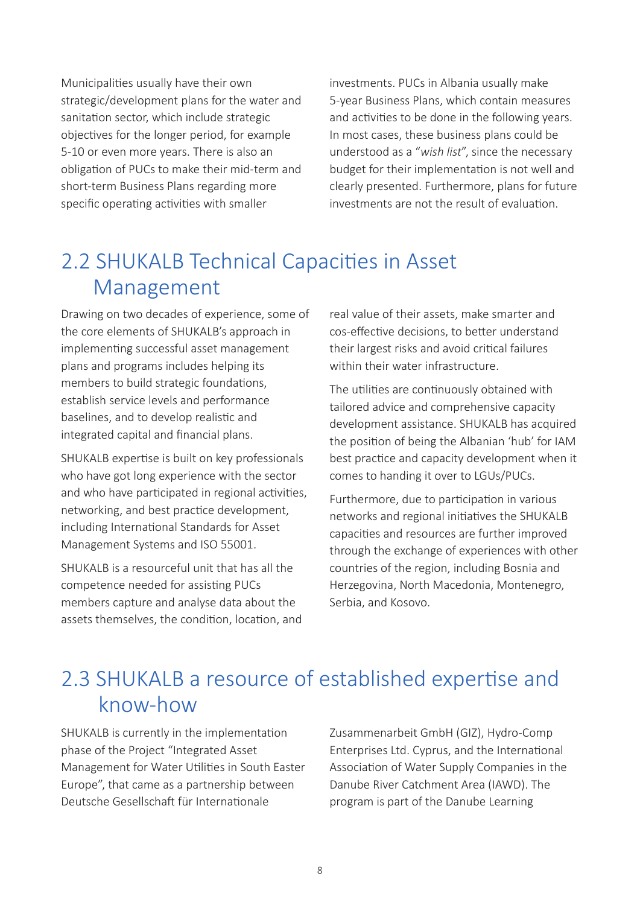Municipalities usually have their own strategic/development plans for the water and sanitation sector, which include strategic objectives for the longer period, for example 5-10 or even more years. There is also an obligation of PUCs to make their mid-term and short-term Business Plans regarding more specific operating activities with smaller investments. PUCs in Albania usually make 5-year Business Plans, which contain measures and activities to be done in the following years. In most cases, these business plans could be understood as a "*wish list*", since the necessary budget for their implementation is not well and clearly presented. Furthermore, plans for future investments are not the result of evaluation.

## 2.2 SHUKALB Technical Capacities in Asset Management

Drawing on two decades of experience, some of the core elements of SHUKALB's approach in implementing successful asset management plans and programs includes helping its members to build strategic foundations, establish service levels and performance baselines, and to develop realistic and integrated capital and financial plans.

SHUKALB expertise is built on key professionals who have got long experience with the sector and who have participated in regional activities, networking, and best practice development, including International Standards for Asset Management Systems and ISO 55001.

SHUKALB is a resourceful unit that has all the competence needed for assisting PUCs members capture and analyse data about the assets themselves, the condition, location, and real value of their assets, make smarter and cos-effective decisions, to better understand their largest risks and avoid critical failures within their water infrastructure.

The utilities are continuously obtained with tailored advice and comprehensive capacity development assistance. SHUKALB has acquired the position of being the Albanian 'hub' for IAM best practice and capacity development when it comes to handing it over to LGUs/PUCs.

Furthermore, due to participation in various networks and regional initiatives the SHUKALB capacities and resources are further improved through the exchange of experiences with other countries of the region, including Bosnia and Herzegovina, North Macedonia, Montenegro, Serbia, and Kosovo.

## 2.3 SHUKALB a resource of established expertise and know-how

SHUKALB is currently in the implementation phase of the Project "Integrated Asset Management for Water Utilities in South Easter Europe", that came as a partnership between Deutsche Gesellschaft für Internationale Zusammenarbeit GmbH (GIZ), Hydro-Comp Enterprises Ltd. Cyprus, and the International Association of Water Supply Companies in the Danube River Catchment Area (IAWD). The program is part of the Danube Learning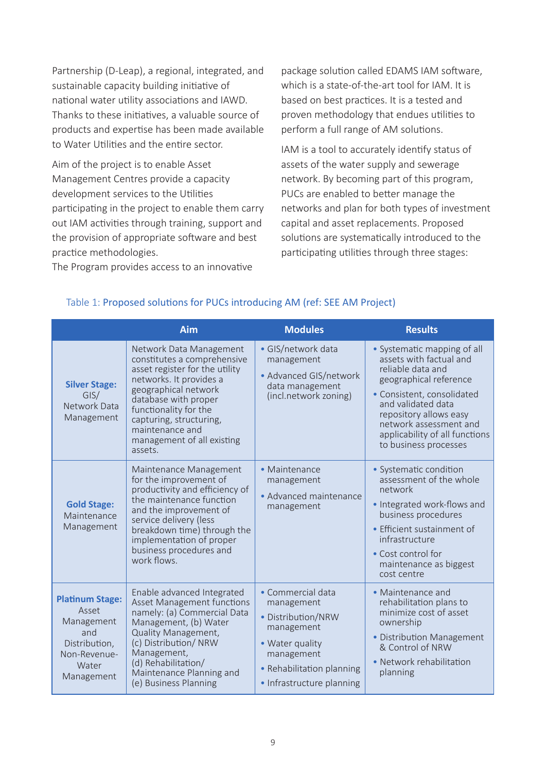Partnership (D-Leap), a regional, integrated, and sustainable capacity building initiative of national water utility associations and IAWD. Thanks to these initiatives, a valuable source of products and expertise has been made available to Water Utilities and the entire sector.

Aim of the project is to enable Asset Management Centres provide a capacity development services to the Utilities participating in the project to enable them carry out IAM activities through training, support and the provision of appropriate software and best practice methodologies.
The Program provides access to an innovative package solution called EDAMS IAM software, which is a state-of-the-art tool for IAM. It is based on best practices. It is a tested and proven methodology that endues utilities to perform a full range of AM solutions.

IAM is a tool to accurately identify status of assets of the water supply and sewerage network. By becoming part of this program, PUCs are enabled to better manage the networks and plan for both types of investment capital and asset replacements. Proposed solutions are systematically introduced to the participating utilities through three stages:

Table 1: Proposed solutions for PUCs introducing AM (ref: SEE AM Project)

| | Aim | Modules | Results |
|---|---|---|---|
| **Silver Stage:** GIS/ Network Data Management | Network Data Management constitutes a comprehensive asset register for the utility networks. It provides a geographical network database with proper functionality for the capturing, structuring, maintenance and management of all existing assets. | • GIS/network data management<br>• Advanced GIS/network data management (incl.network zoning) | • Systematic mapping of all assets with factual and reliable data and geographical reference<br>• Consistent, consolidated and validated data repository allows easy network assessment and applicability of all functions to business processes |
| **Gold Stage:** Maintenance Management | Maintenance Management for the improvement of productivity and efficiency of the maintenance function and the improvement of service delivery (less breakdown time) through the implementation of proper business procedures and work flows. | • Maintenance management<br>• Advanced maintenance management | • Systematic condition assessment of the whole network<br>• Integrated work-flows and business procedures<br>• Efficient sustainment of infrastructure<br>• Cost control for maintenance as biggest cost centre |
| **Platinum Stage:** Asset Management and Distribution, Non-Revenue-Water Management | Enable advanced Integrated Asset Management functions namely: (a) Commercial Data Management, (b) Water Quality Management, (c) Distribution/ NRW Management, (d) Rehabilitation/ Maintenance Planning and (e) Business Planning | • Commercial data management<br>• Distribution/NRW management<br>• Water quality management<br>• Rehabilitation planning<br>• Infrastructure planning | • Maintenance and rehabilitation plans to minimize cost of asset ownership<br>• Distribution Management & Control of NRW<br>• Network rehabilitation planning |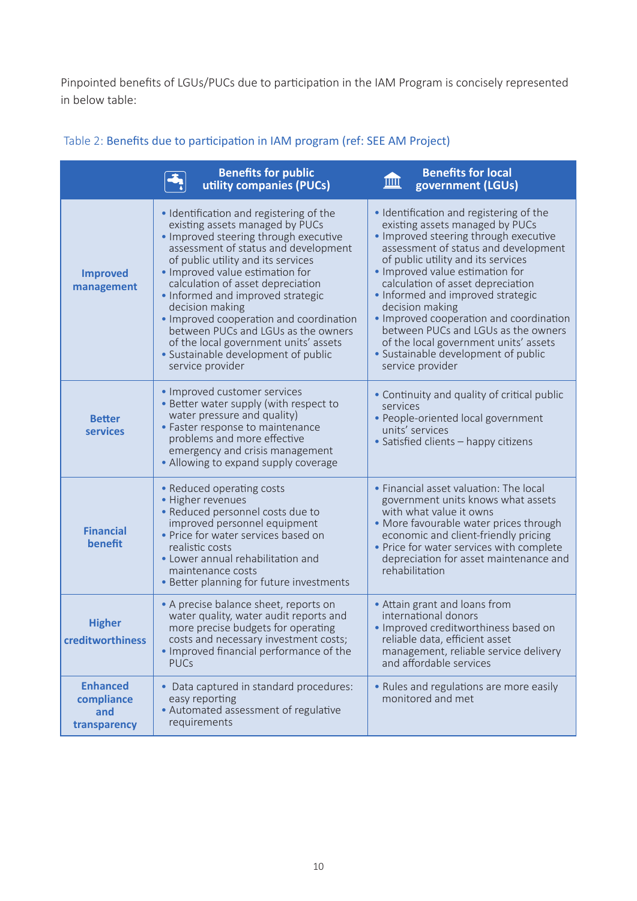Pinpointed benefits of LGUs/PUCs due to participation in the IAM Program is concisely represented in below table:

Table 2: Benefits due to participation in IAM program (ref: SEE AM Project)

| | Benefits for public utility companies (PUCs) | Benefits for local government (LGUs) |
|---|---|---|
| **Improved management** | • Identification and registering of the existing assets managed by PUCs<br>• Improved steering through executive assessment of status and development of public utility and its services<br>• Improved value estimation for calculation of asset depreciation<br>• Informed and improved strategic decision making<br>• Improved cooperation and coordination between PUCs and LGUs as the owners of the local government units' assets<br>• Sustainable development of public service provider | • Identification and registering of the existing assets managed by PUCs<br>• Improved steering through executive assessment of status and development of public utility and its services<br>• Improved value estimation for calculation of asset depreciation<br>• Informed and improved strategic decision making<br>• Improved cooperation and coordination between PUCs and LGUs as the owners of the local government units' assets<br>• Sustainable development of public service provider |
| **Better services** | • Improved customer services<br>• Better water supply (with respect to water pressure and quality)<br>• Faster response to maintenance problems and more effective emergency and crisis management<br>• Allowing to expand supply coverage | • Continuity and quality of critical public services<br>• People-oriented local government units' services<br>• Satisfied clients – happy citizens |
| **Financial benefit** | • Reduced operating costs<br>• Higher revenues<br>• Reduced personnel costs due to improved personnel equipment<br>• Price for water services based on realistic costs<br>• Lower annual rehabilitation and maintenance costs<br>• Better planning for future investments | • Financial asset valuation: The local government units knows what assets with what value it owns<br>• More favourable water prices through economic and client-friendly pricing<br>• Price for water services with complete depreciation for asset maintenance and rehabilitation |
| **Higher creditworthiness** | • A precise balance sheet, reports on water quality, water audit reports and more precise budgets for operating costs and necessary investment costs;<br>• Improved financial performance of the PUCs | • Attain grant and loans from international donors<br>• Improved creditworthiness based on reliable data, efficient asset management, reliable service delivery and affordable services |
| **Enhanced compliance and transparency** | • Data captured in standard procedures: easy reporting<br>• Automated assessment of regulative requirements | • Rules and regulations are more easily monitored and met |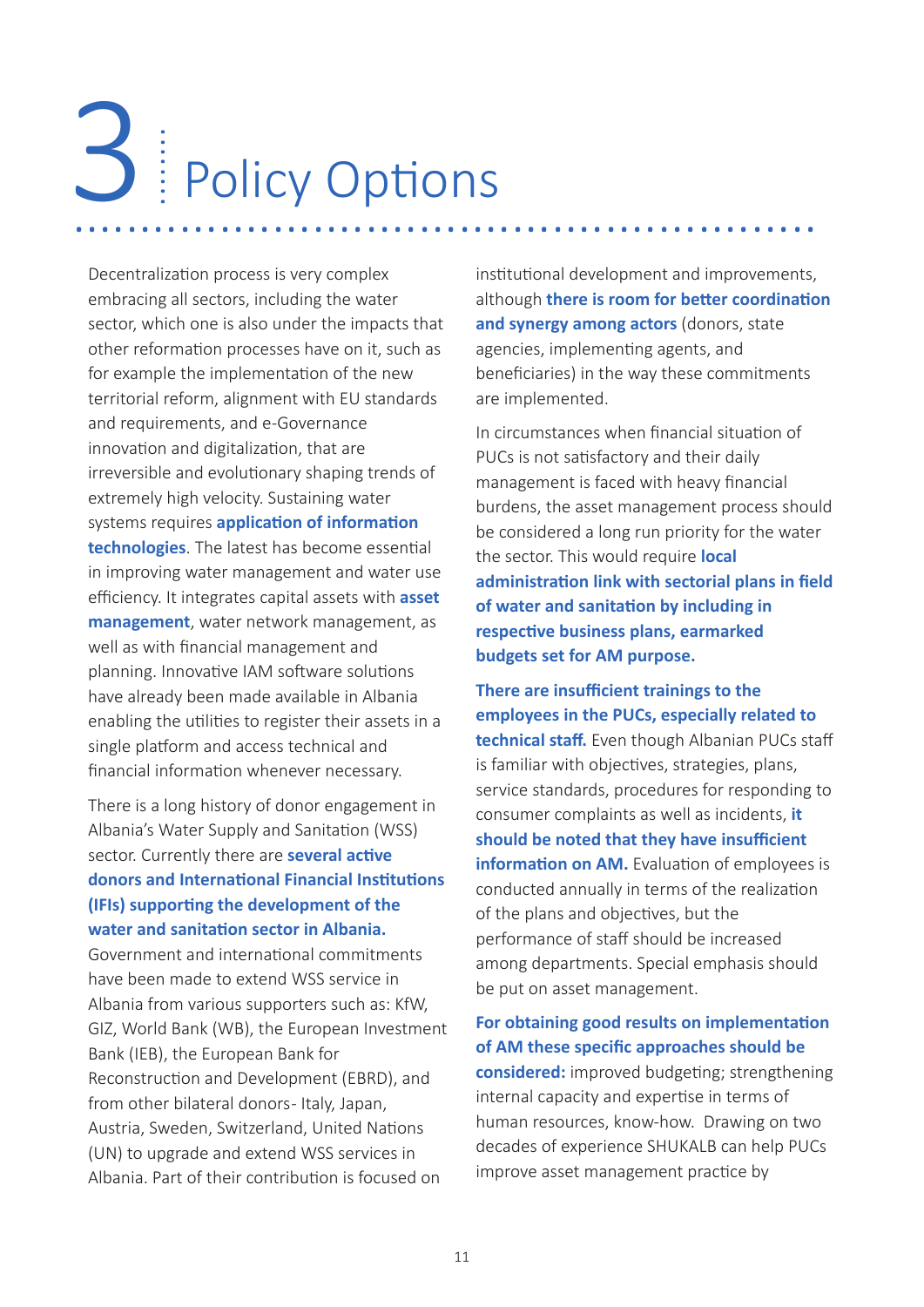# 3 Policy Options

Decentralization process is very complex embracing all sectors, including the water sector, which one is also under the impacts that other reformation processes have on it, such as for example the implementation of the new territorial reform, alignment with EU standards and requirements, and e-Governance innovation and digitalization, that are irreversible and evolutionary shaping trends of extremely high velocity. Sustaining water systems requires **application of information technologies**. The latest has become essential in improving water management and water use efficiency. It integrates capital assets with **asset management**, water network management, as well as with financial management and planning. Innovative IAM software solutions have already been made available in Albania enabling the utilities to register their assets in a single platform and access technical and financial information whenever necessary.

There is a long history of donor engagement in Albania's Water Supply and Sanitation (WSS) sector. Currently there are **several active donors and International Financial Institutions (IFIs) supporting the development of the water and sanitation sector in Albania.** Government and international commitments have been made to extend WSS service in Albania from various supporters such as: KfW, GIZ, World Bank (WB), the European Investment Bank (IEB), the European Bank for Reconstruction and Development (EBRD), and from other bilateral donors- Italy, Japan, Austria, Sweden, Switzerland, United Nations (UN) to upgrade and extend WSS services in Albania. Part of their contribution is focused on institutional development and improvements, although **there is room for better coordination and synergy among actors** (donors, state agencies, implementing agents, and beneficiaries) in the way these commitments are implemented.

In circumstances when financial situation of PUCs is not satisfactory and their daily management is faced with heavy financial burdens, the asset management process should be considered a long run priority for the water the sector. This would require **local administration link with sectorial plans in field of water and sanitation by including in respective business plans, earmarked budgets set for AM purpose.**

**There are insufficient trainings to the employees in the PUCs, especially related to technical staff.** Even though Albanian PUCs staff is familiar with objectives, strategies, plans, service standards, procedures for responding to consumer complaints as well as incidents, **it should be noted that they have insufficient information on AM.** Evaluation of employees is conducted annually in terms of the realization of the plans and objectives, but the performance of staff should be increased among departments. Special emphasis should be put on asset management.

**For obtaining good results on implementation of AM these specific approaches should be considered:** improved budgeting; strengthening internal capacity and expertise in terms of human resources, know-how. Drawing on two decades of experience SHUKALB can help PUCs improve asset management practice by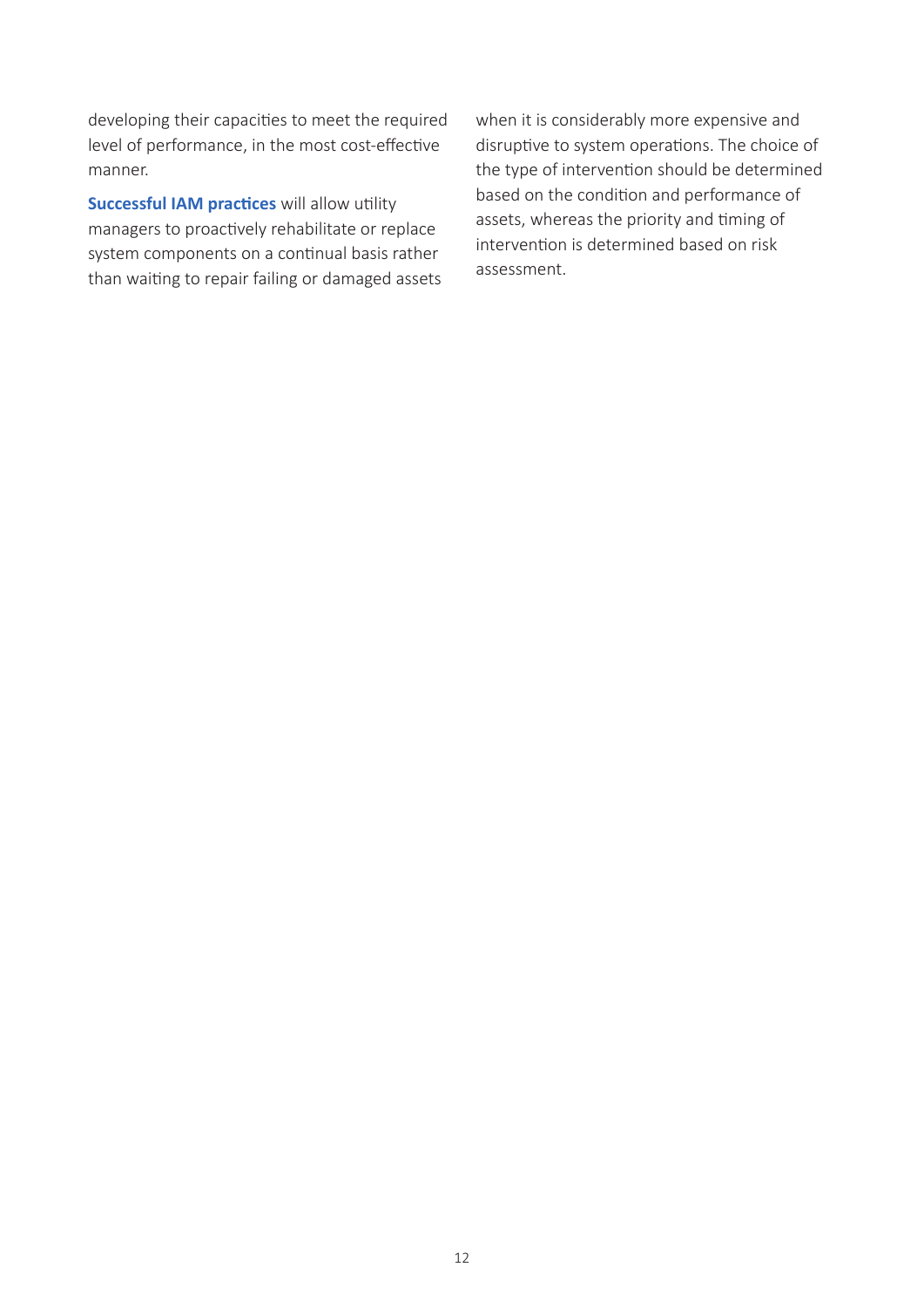developing their capacities to meet the required level of performance, in the most cost-effective manner.

**Successful IAM practices** will allow utility managers to proactively rehabilitate or replace system components on a continual basis rather than waiting to repair failing or damaged assets when it is considerably more expensive and disruptive to system operations. The choice of the type of intervention should be determined based on the condition and performance of assets, whereas the priority and timing of intervention is determined based on risk assessment.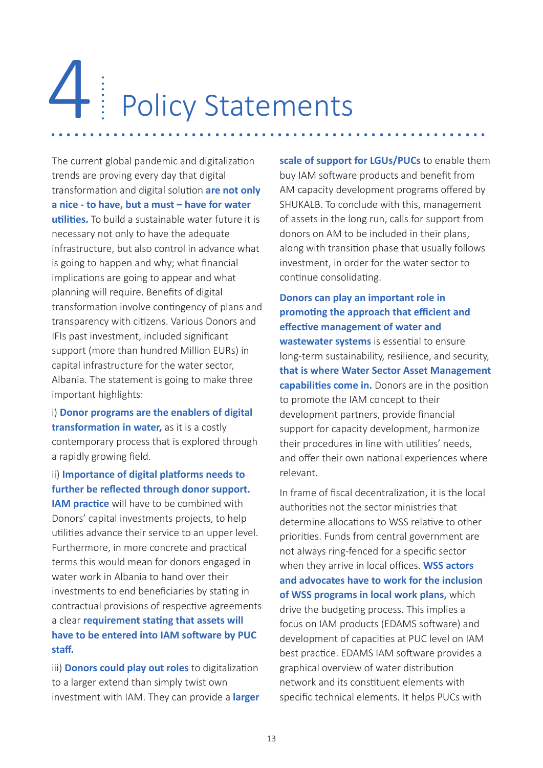# 4 Policy Statements

The current global pandemic and digitalization trends are proving every day that digital transformation and digital solution **are not only a nice - to have, but a must – have for water utilities.** To build a sustainable water future it is necessary not only to have the adequate infrastructure, but also control in advance what is going to happen and why; what financial implications are going to appear and what planning will require. Benefits of digital transformation involve contingency of plans and transparency with citizens. Various Donors and IFIs past investment, included significant support (more than hundred Million EURs) in capital infrastructure for the water sector, Albania. The statement is going to make three important highlights:

i) **Donor programs are the enablers of digital transformation in water,** as it is a costly contemporary process that is explored through a rapidly growing field.

ii) **Importance of digital platforms needs to further be reflected through donor support. IAM practice** will have to be combined with Donors' capital investments projects, to help utilities advance their service to an upper level. Furthermore, in more concrete and practical terms this would mean for donors engaged in water work in Albania to hand over their investments to end beneficiaries by stating in contractual provisions of respective agreements a clear **requirement stating that assets will have to be entered into IAM software by PUC staff.**

iii) **Donors could play out roles** to digitalization to a larger extend than simply twist own investment with IAM. They can provide a **larger scale of support for LGUs/PUCs** to enable them buy IAM software products and benefit from AM capacity development programs offered by SHUKALB. To conclude with this, management of assets in the long run, calls for support from donors on AM to be included in their plans, along with transition phase that usually follows investment, in order for the water sector to continue consolidating.

**Donors can play an important role in promoting the approach that efficient and effective management of water and wastewater systems** is essential to ensure long-term sustainability, resilience, and security, **that is where Water Sector Asset Management capabilities come in.** Donors are in the position to promote the IAM concept to their development partners, provide financial support for capacity development, harmonize their procedures in line with utilities' needs, and offer their own national experiences where relevant.

In frame of fiscal decentralization, it is the local authorities not the sector ministries that determine allocations to WSS relative to other priorities. Funds from central government are not always ring-fenced for a specific sector when they arrive in local offices. **WSS actors and advocates have to work for the inclusion of WSS programs in local work plans,** which drive the budgeting process. This implies a focus on IAM products (EDAMS software) and development of capacities at PUC level on IAM best practice. EDAMS IAM software provides a graphical overview of water distribution network and its constituent elements with specific technical elements. It helps PUCs with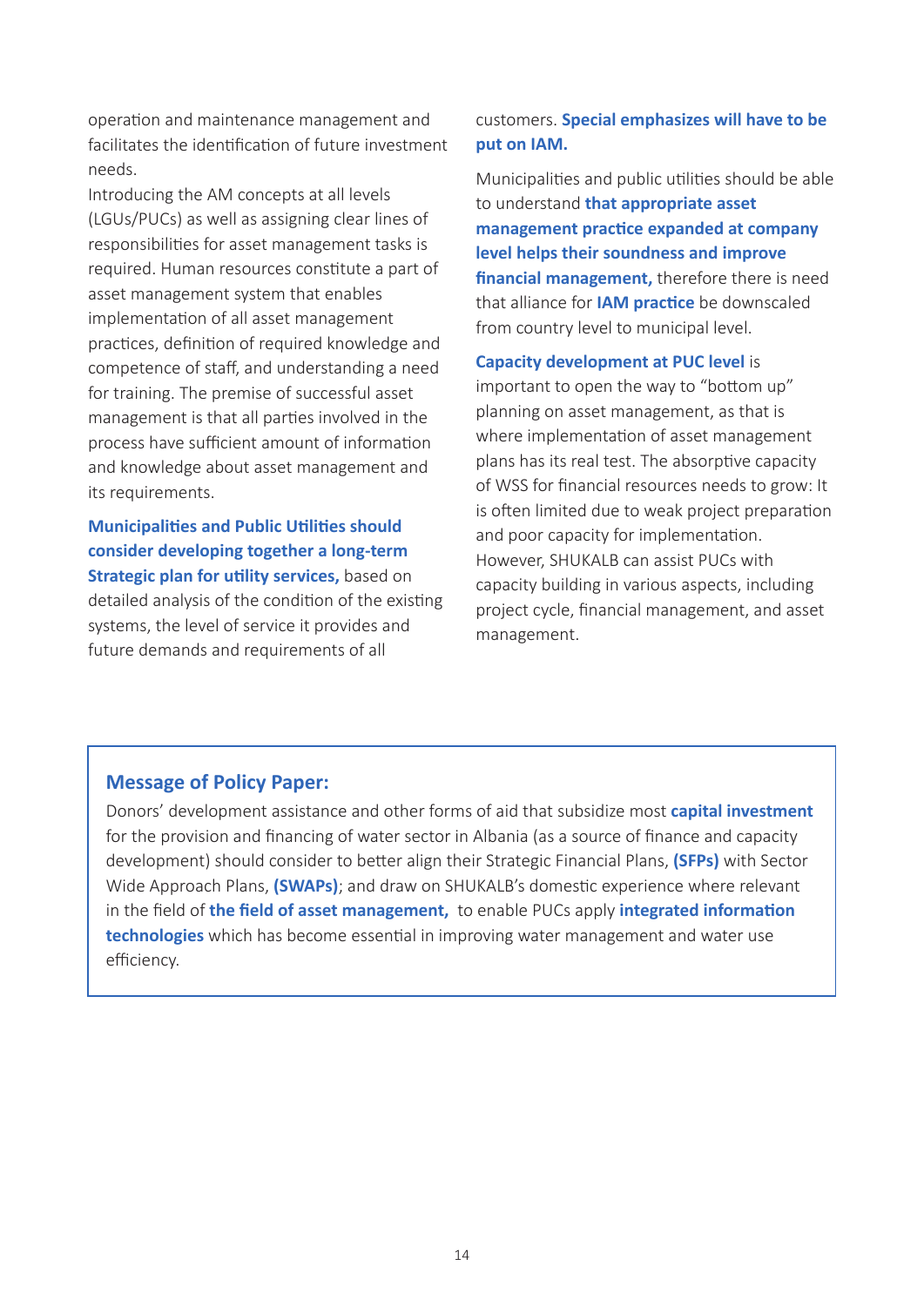operation and maintenance management and facilitates the identification of future investment needs.

Introducing the AM concepts at all levels (LGUs/PUCs) as well as assigning clear lines of responsibilities for asset management tasks is required. Human resources constitute a part of asset management system that enables implementation of all asset management practices, definition of required knowledge and competence of staff, and understanding a need for training. The premise of successful asset management is that all parties involved in the process have sufficient amount of information and knowledge about asset management and its requirements.

**Municipalities and Public Utilities should consider developing together a long-term Strategic plan for utility services,** based on detailed analysis of the condition of the existing systems, the level of service it provides and future demands and requirements of all customers. **Special emphasizes will have to be put on IAM.**

Municipalities and public utilities should be able to understand **that appropriate asset management practice expanded at company level helps their soundness and improve financial management,** therefore there is need that alliance for **IAM practice** be downscaled from country level to municipal level.

**Capacity development at PUC level** is important to open the way to "bottom up" planning on asset management, as that is where implementation of asset management plans has its real test. The absorptive capacity of WSS for financial resources needs to grow: It is often limited due to weak project preparation and poor capacity for implementation. However, SHUKALB can assist PUCs with capacity building in various aspects, including project cycle, financial management, and asset management.

## Message of Policy Paper:

Donors' development assistance and other forms of aid that subsidize most **capital investment** for the provision and financing of water sector in Albania (as a source of finance and capacity development) should consider to better align their Strategic Financial Plans, **(SFPs)** with Sector Wide Approach Plans, **(SWAPs)**; and draw on SHUKALB's domestic experience where relevant in the field of **the field of asset management,** to enable PUCs apply **integrated information technologies** which has become essential in improving water management and water use efficiency.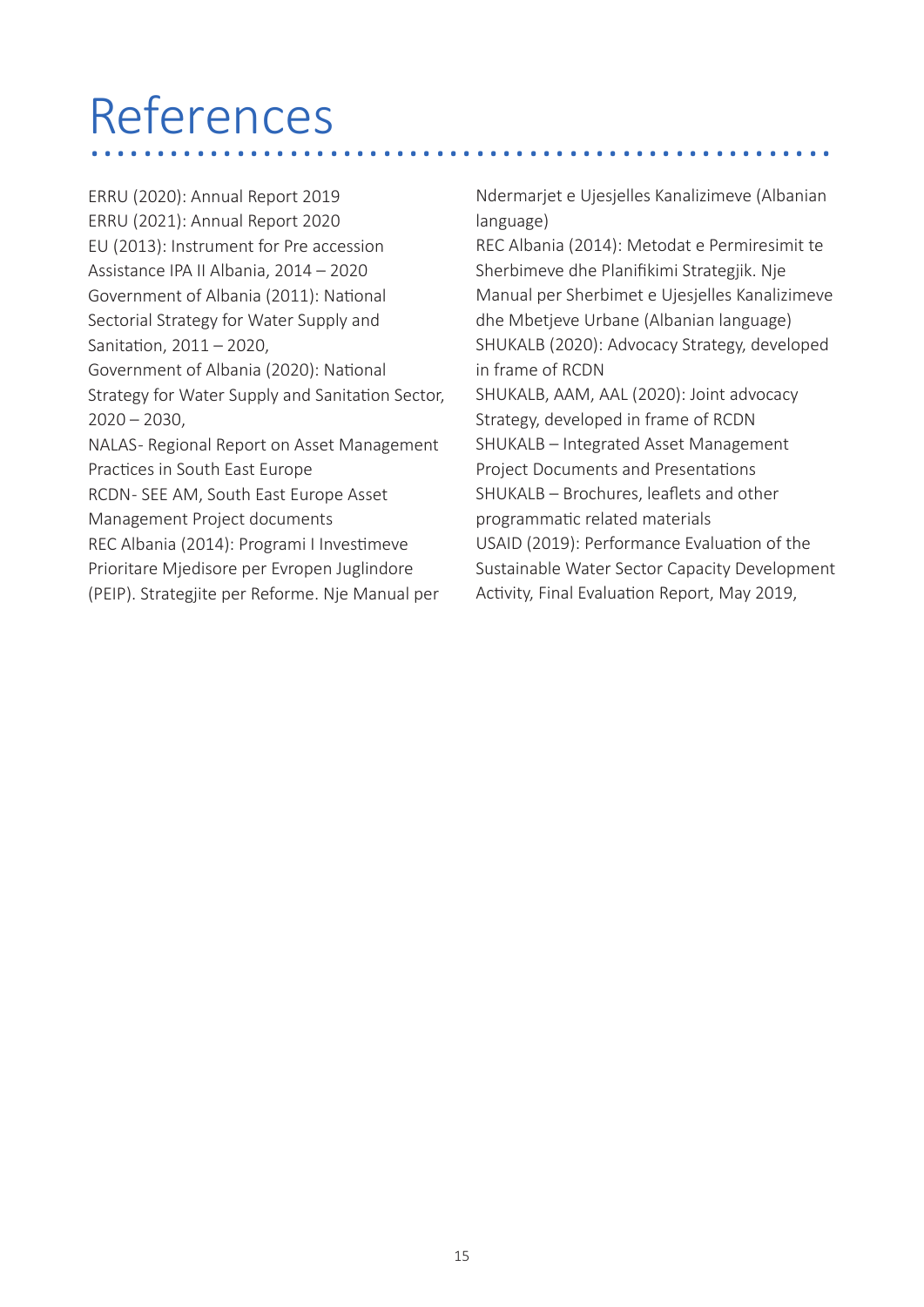# References

ERRU (2020): Annual Report 2019

ERRU (2021): Annual Report 2020

EU (2013): Instrument for Pre accession Assistance IPA II Albania, 2014 – 2020

Government of Albania (2011): National Sectorial Strategy for Water Supply and Sanitation, 2011 – 2020,

Government of Albania (2020): National Strategy for Water Supply and Sanitation Sector, 2020 – 2030,

NALAS- Regional Report on Asset Management Practices in South East Europe

RCDN- SEE AM, South East Europe Asset Management Project documents

REC Albania (2014): Programi I Investimeve Prioritare Mjedisore per Evropen Juglindore (PEIP). Strategjite per Reforme. Nje Manual per Ndermarjet e Ujesjelles Kanalizimeve (Albanian language)

REC Albania (2014): Metodat e Permiresimit te Sherbimeve dhe Planifikimi Strategjik. Nje Manual per Sherbimet e Ujesjelles Kanalizimeve dhe Mbetjeve Urbane (Albanian language)

SHUKALB (2020): Advocacy Strategy, developed in frame of RCDN

SHUKALB, AAM, AAL (2020): Joint advocacy Strategy, developed in frame of RCDN

SHUKALB – Integrated Asset Management Project Documents and Presentations

SHUKALB – Brochures, leaflets and other programmatic related materials

USAID (2019): Performance Evaluation of the Sustainable Water Sector Capacity Development Activity, Final Evaluation Report, May 2019,